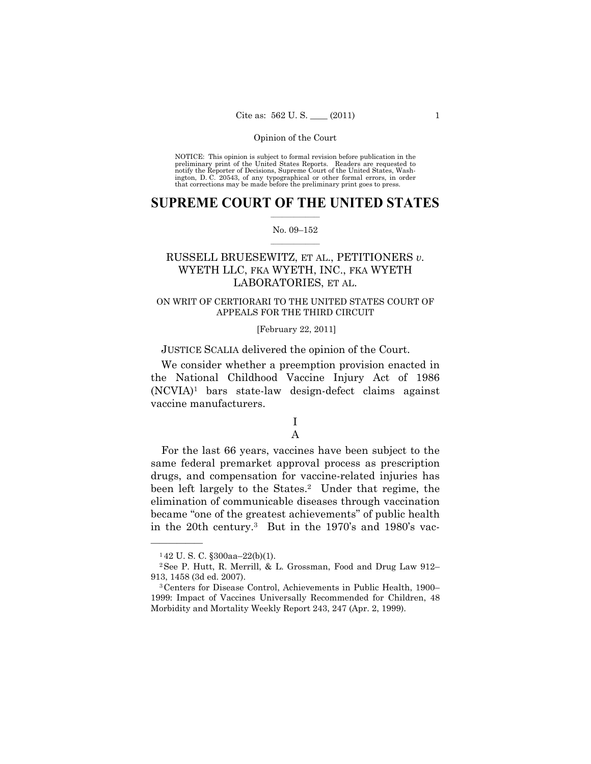Opinion of the Court

NOTICE: This opinion is subject to formal revision before publication in the preliminary print of the United States Reports. Readers are requested to notify the Reporter of Decisions, Supreme Court of the United States, Washington, D. C. 20543, of any typographical or other formal errors, in order that corrections may be made before the preliminary print goes to press.

# SUPREME COURT OF THE UNITED STATES

No. 09–152

## RUSSELL BRUESEWITZ, ET AL., PETITIONERS *v.* WYETH LLC, FKA WYETH, INC., FKA WYETH LABORATORIES, ET AL.

ON WRIT OF CERTIORARI TO THE UNITED STATES COURT OF APPEALS FOR THE THIRD CIRCUIT

[February 22, 2011]

JUSTICE SCALIA delivered the opinion of the Court.

We consider whether a preemption provision enacted in the National Childhood Vaccine Injury Act of 1986 (NCVIA)[1] bars state-law design-defect claims against vaccine manufacturers.

### I

### A

For the last 66 years, vaccines have been subject to the same federal premarket approval process as prescription drugs, and compensation for vaccine-related injuries has been left largely to the States.[2] Under that regime, the elimination of communicable diseases through vaccination became "one of the greatest achievements" of public health in the 20th century.[3] But in the 1970's and 1980's vac-

---

[1] 42 U. S. C. §300aa–22(b)(1).

[2] See P. Hutt, R. Merrill, & L. Grossman, Food and Drug Law 912–913, 1458 (3d ed. 2007).

[3] Centers for Disease Control, Achievements in Public Health, 1900–1999: Impact of Vaccines Universally Recommended for Children, 48 Morbidity and Mortality Weekly Report 243, 247 (Apr. 2, 1999).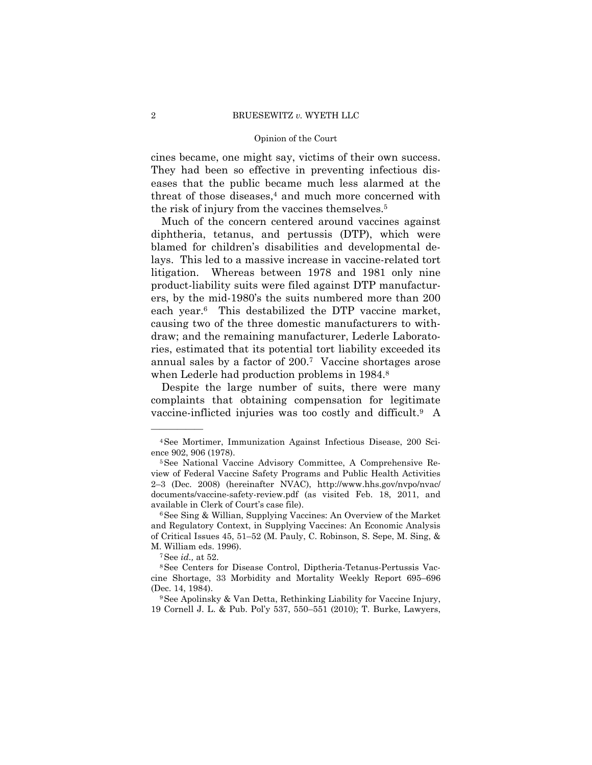cines became, one might say, victims of their own success. They had been so effective in preventing infectious diseases that the public became much less alarmed at the threat of those diseases,[4] and much more concerned with the risk of injury from the vaccines themselves.[5]

Much of the concern centered around vaccines against diphtheria, tetanus, and pertussis (DTP), which were blamed for children's disabilities and developmental delays. This led to a massive increase in vaccine-related tort litigation. Whereas between 1978 and 1981 only nine product-liability suits were filed against DTP manufacturers, by the mid-1980's the suits numbered more than 200 each year.[6] This destabilized the DTP vaccine market, causing two of the three domestic manufacturers to withdraw; and the remaining manufacturer, Lederle Laboratories, estimated that its potential tort liability exceeded its annual sales by a factor of 200.[7] Vaccine shortages arose when Lederle had production problems in 1984.[8]

Despite the large number of suits, there were many complaints that obtaining compensation for legitimate vaccine-inflicted injuries was too costly and difficult.[9] A

---

[4] See Mortimer, Immunization Against Infectious Disease, 200 Science 902, 906 (1978).

[5] See National Vaccine Advisory Committee, A Comprehensive Review of Federal Vaccine Safety Programs and Public Health Activities 2–3 (Dec. 2008) (hereinafter NVAC), http://www.hhs.gov/nvpo/nvac/documents/vaccine-safety-review.pdf (as visited Feb. 18, 2011, and available in Clerk of Court's case file).

[6] See Sing & Willian, Supplying Vaccines: An Overview of the Market and Regulatory Context, in Supplying Vaccines: An Economic Analysis of Critical Issues 45, 51–52 (M. Pauly, C. Robinson, S. Sepe, M. Sing, & M. William eds. 1996).

[7] See *id.,* at 52.

[8] See Centers for Disease Control, Diptheria-Tetanus-Pertussis Vaccine Shortage, 33 Morbidity and Mortality Weekly Report 695–696 (Dec. 14, 1984).

[9] See Apolinsky & Van Detta, Rethinking Liability for Vaccine Injury, 19 Cornell J. L. & Pub. Pol'y 537, 550–551 (2010); T. Burke, Lawyers,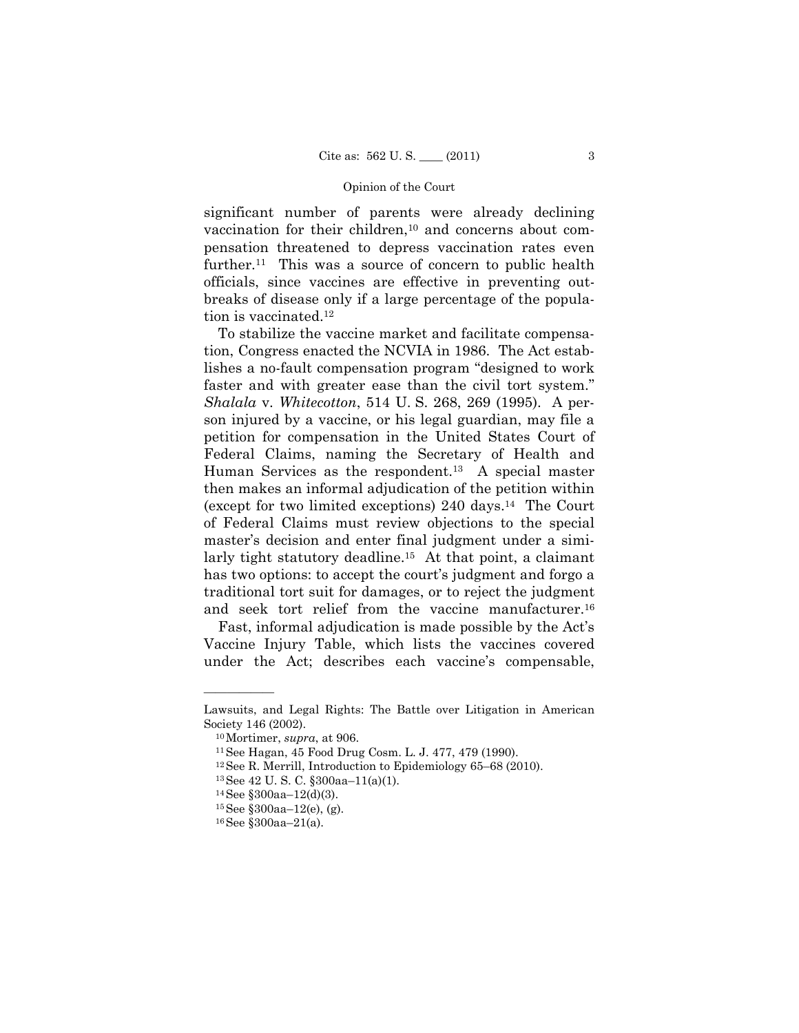significant number of parents were already declining vaccination for their children,[10] and concerns about compensation threatened to depress vaccination rates even further.[11] This was a source of concern to public health officials, since vaccines are effective in preventing outbreaks of disease only if a large percentage of the population is vaccinated.[12]

To stabilize the vaccine market and facilitate compensation, Congress enacted the NCVIA in 1986. The Act establishes a no-fault compensation program "designed to work faster and with greater ease than the civil tort system." *Shalala* v. *Whitecotton*, 514 U. S. 268, 269 (1995). A person injured by a vaccine, or his legal guardian, may file a petition for compensation in the United States Court of Federal Claims, naming the Secretary of Health and Human Services as the respondent.[13] A special master then makes an informal adjudication of the petition within (except for two limited exceptions) 240 days.[14] The Court of Federal Claims must review objections to the special master's decision and enter final judgment under a similarly tight statutory deadline.[15] At that point, a claimant has two options: to accept the court's judgment and forgo a traditional tort suit for damages, or to reject the judgment and seek tort relief from the vaccine manufacturer.[16]

Fast, informal adjudication is made possible by the Act's Vaccine Injury Table, which lists the vaccines covered under the Act; describes each vaccine's compensable,

---

Lawsuits, and Legal Rights: The Battle over Litigation in American Society 146 (2002).

[10] Mortimer, *supra*, at 906.

[11] See Hagan, 45 Food Drug Cosm. L. J. 477, 479 (1990).

[12] See R. Merrill, Introduction to Epidemiology 65–68 (2010).

[13] See 42 U. S. C. §300aa–11(a)(1).

[14] See §300aa–12(d)(3).

[15] See §300aa–12(e), (g).

[16] See §300aa–21(a).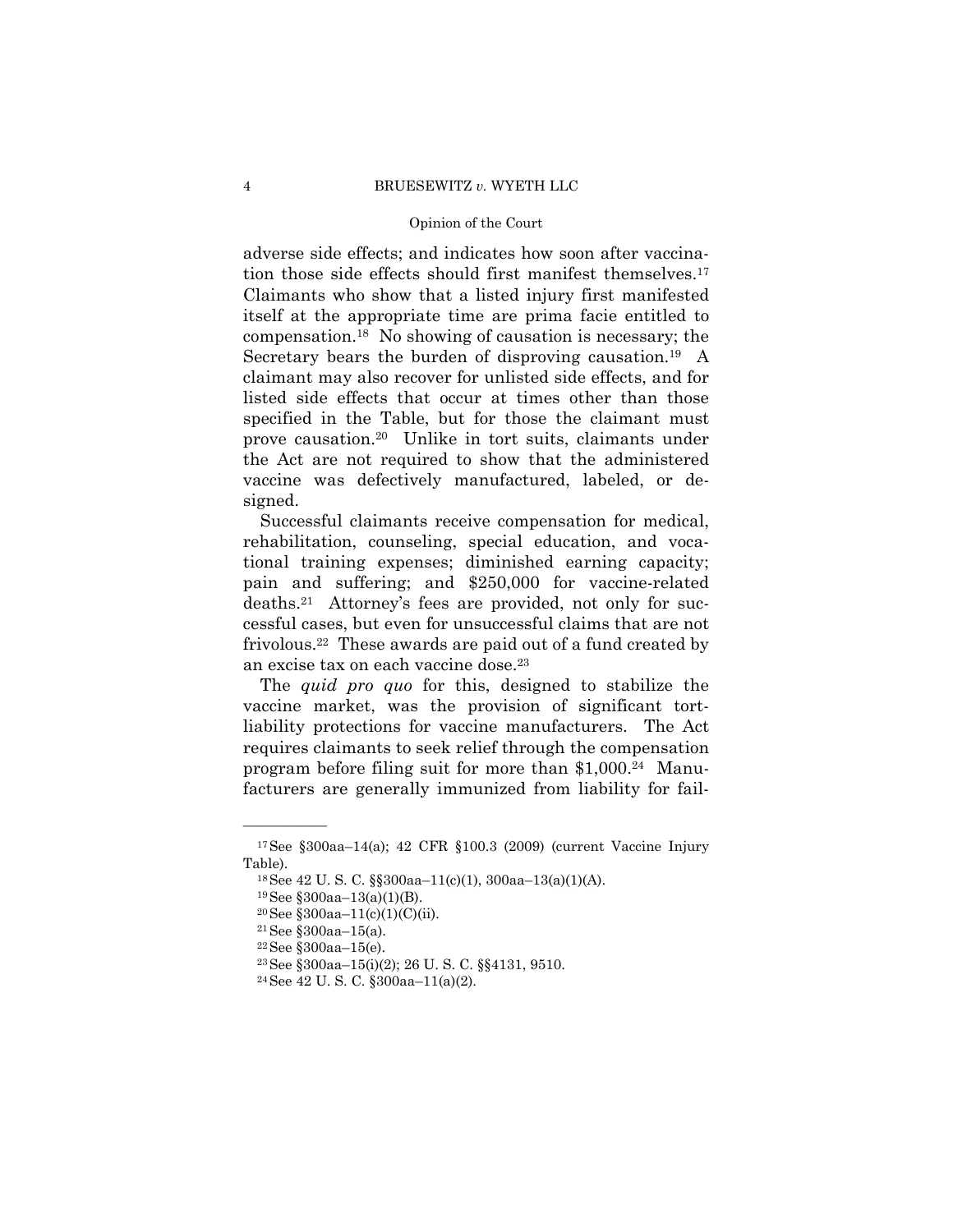adverse side effects; and indicates how soon after vaccination those side effects should first manifest themselves.[17] Claimants who show that a listed injury first manifested itself at the appropriate time are prima facie entitled to compensation.[18] No showing of causation is necessary; the Secretary bears the burden of disproving causation.[19] A claimant may also recover for unlisted side effects, and for listed side effects that occur at times other than those specified in the Table, but for those the claimant must prove causation.[20] Unlike in tort suits, claimants under the Act are not required to show that the administered vaccine was defectively manufactured, labeled, or designed.

Successful claimants receive compensation for medical, rehabilitation, counseling, special education, and vocational training expenses; diminished earning capacity; pain and suffering; and $250,000 for vaccine-related deaths.[21] Attorney's fees are provided, not only for successful cases, but even for unsuccessful claims that are not frivolous.[22] These awards are paid out of a fund created by an excise tax on each vaccine dose.[23]

The *quid pro quo* for this, designed to stabilize the vaccine market, was the provision of significant tort-liability protections for vaccine manufacturers. The Act requires claimants to seek relief through the compensation program before filing suit for more than $1,000.[24] Manufacturers are generally immunized from liability for fail-

---

[17] See §300aa–14(a); 42 CFR §100.3 (2009) (current Vaccine Injury Table).

[18] See 42 U. S. C. §§300aa–11(c)(1), 300aa–13(a)(1)(A).

[19] See §300aa–13(a)(1)(B).

[20] See §300aa–11(c)(1)(C)(ii).

[21] See §300aa–15(a).

[22] See §300aa–15(e).

[23] See §300aa–15(i)(2); 26 U. S. C. §§4131, 9510.

[24] See 42 U. S. C. §300aa–11(a)(2).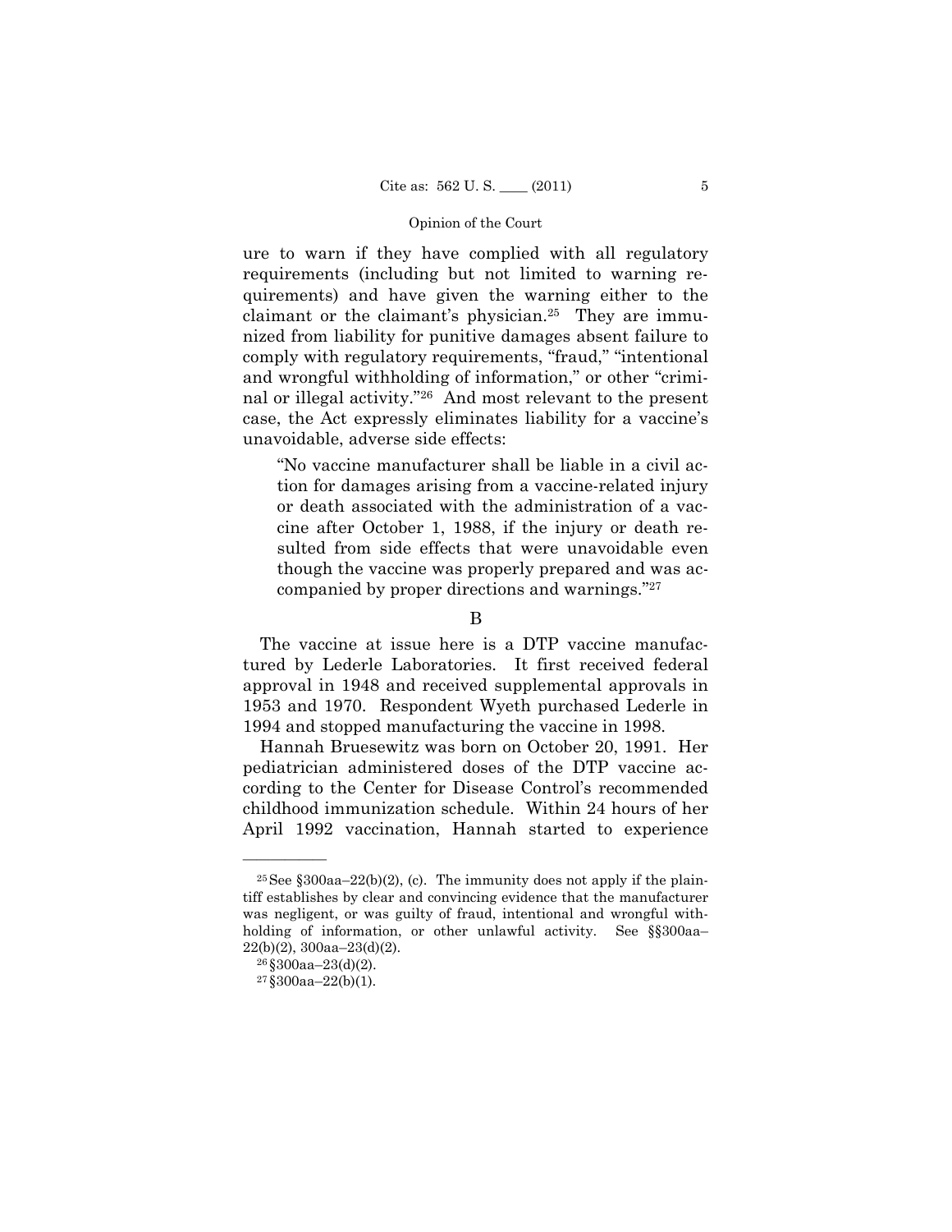ure to warn if they have complied with all regulatory requirements (including but not limited to warning requirements) and have given the warning either to the claimant or the claimant's physician.[25] They are immunized from liability for punitive damages absent failure to comply with regulatory requirements, "fraud," "intentional and wrongful withholding of information," or other "criminal or illegal activity."[26] And most relevant to the present case, the Act expressly eliminates liability for a vaccine's unavoidable, adverse side effects:

> "No vaccine manufacturer shall be liable in a civil action for damages arising from a vaccine-related injury or death associated with the administration of a vaccine after October 1, 1988, if the injury or death resulted from side effects that were unavoidable even though the vaccine was properly prepared and was accompanied by proper directions and warnings."[27]

### B

The vaccine at issue here is a DTP vaccine manufactured by Lederle Laboratories. It first received federal approval in 1948 and received supplemental approvals in 1953 and 1970. Respondent Wyeth purchased Lederle in 1994 and stopped manufacturing the vaccine in 1998.

Hannah Bruesewitz was born on October 20, 1991. Her pediatrician administered doses of the DTP vaccine according to the Center for Disease Control's recommended childhood immunization schedule. Within 24 hours of her April 1992 vaccination, Hannah started to experience

---

[25] See §300aa–22(b)(2), (c). The immunity does not apply if the plaintiff establishes by clear and convincing evidence that the manufacturer was negligent, or was guilty of fraud, intentional and wrongful withholding of information, or other unlawful activity. See §§300aa–22(b)(2), 300aa–23(d)(2).

[26] §300aa–23(d)(2).

[27] §300aa–22(b)(1).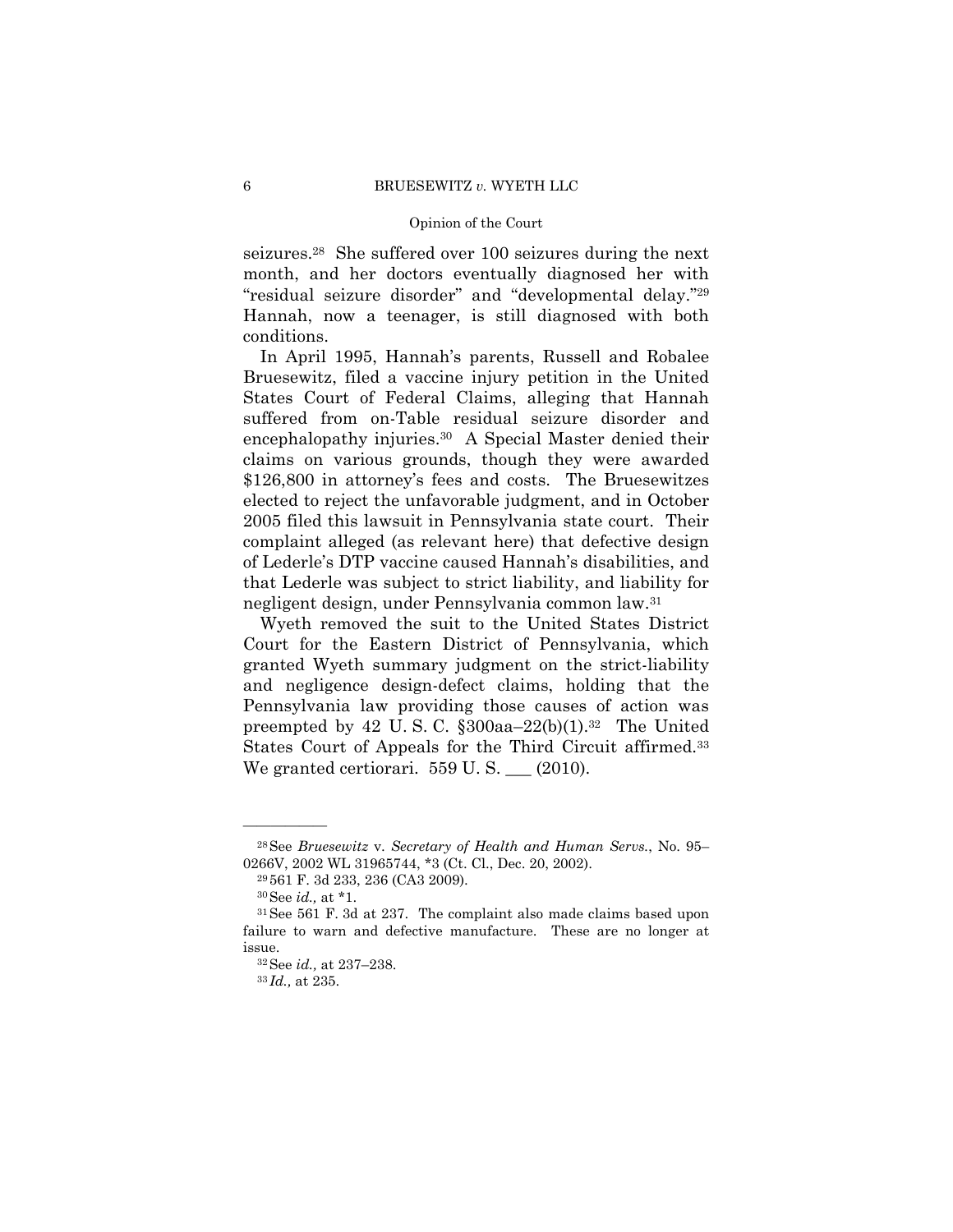seizures.[28] She suffered over 100 seizures during the next month, and her doctors eventually diagnosed her with "residual seizure disorder" and "developmental delay."[29] Hannah, now a teenager, is still diagnosed with both conditions.

In April 1995, Hannah's parents, Russell and Robalee Bruesewitz, filed a vaccine injury petition in the United States Court of Federal Claims, alleging that Hannah suffered from on-Table residual seizure disorder and encephalopathy injuries.[30] A Special Master denied their claims on various grounds, though they were awarded $126,800 in attorney's fees and costs. The Bruesewitzes elected to reject the unfavorable judgment, and in October 2005 filed this lawsuit in Pennsylvania state court. Their complaint alleged (as relevant here) that defective design of Lederle's DTP vaccine caused Hannah's disabilities, and that Lederle was subject to strict liability, and liability for negligent design, under Pennsylvania common law.[31]

Wyeth removed the suit to the United States District Court for the Eastern District of Pennsylvania, which granted Wyeth summary judgment on the strict-liability and negligence design-defect claims, holding that the Pennsylvania law providing those causes of action was preempted by 42 U. S. C. §300aa–22(b)(1).[32] The United States Court of Appeals for the Third Circuit affirmed.[33] We granted certiorari. 559 U. S. ___ (2010).

---

[28] See *Bruesewitz* v. *Secretary of Health and Human Servs.*, No. 95–0266V, 2002 WL 31965744, \*3 (Ct. Cl., Dec. 20, 2002).

[29] 561 F. 3d 233, 236 (CA3 2009).

[30] See *id.,* at \*1.

[31] See 561 F. 3d at 237. The complaint also made claims based upon failure to warn and defective manufacture. These are no longer at issue.

[32] See *id.,* at 237–238.

[33] *Id.,* at 235.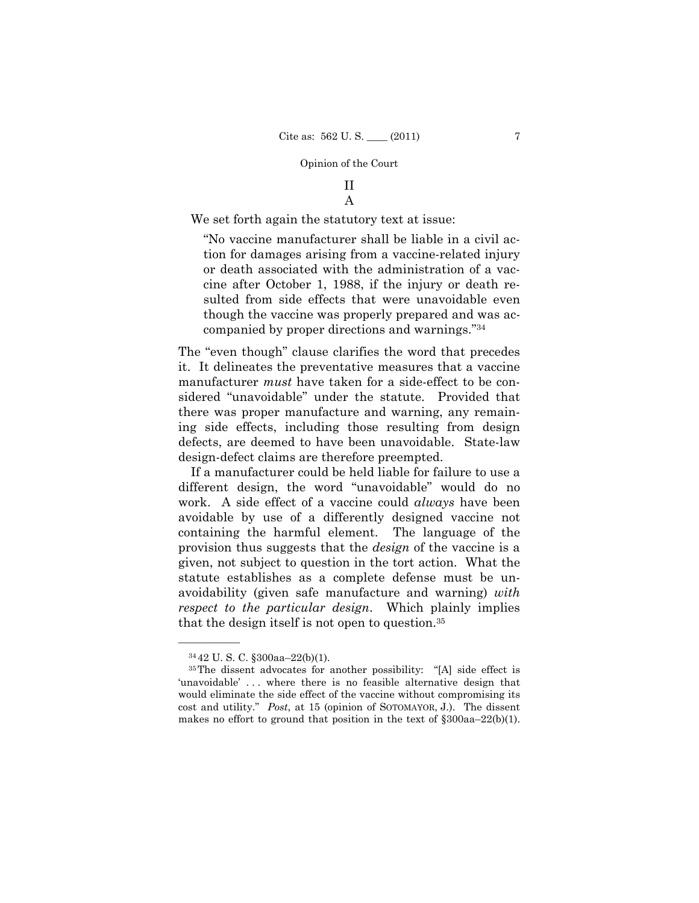## II

### A

We set forth again the statutory text at issue:

> "No vaccine manufacturer shall be liable in a civil action for damages arising from a vaccine-related injury or death associated with the administration of a vaccine after October 1, 1988, if the injury or death resulted from side effects that were unavoidable even though the vaccine was properly prepared and was accompanied by proper directions and warnings."[34]

The "even though" clause clarifies the word that precedes it. It delineates the preventative measures that a vaccine manufacturer *must* have taken for a side-effect to be considered "unavoidable" under the statute. Provided that there was proper manufacture and warning, any remaining side effects, including those resulting from design defects, are deemed to have been unavoidable. State-law design-defect claims are therefore preempted.

If a manufacturer could be held liable for failure to use a different design, the word "unavoidable" would do no work. A side effect of a vaccine could *always* have been avoidable by use of a differently designed vaccine not containing the harmful element. The language of the provision thus suggests that the *design* of the vaccine is a given, not subject to question in the tort action. What the statute establishes as a complete defense must be unavoidability (given safe manufacture and warning) *with respect to the particular design*. Which plainly implies that the design itself is not open to question.[35]

---

[34] 42 U. S. C. §300aa–22(b)(1).

[35] The dissent advocates for another possibility: "[A] side effect is 'unavoidable' . . . where there is no feasible alternative design that would eliminate the side effect of the vaccine without compromising its cost and utility." *Post*, at 15 (opinion of SOTOMAYOR, J.). The dissent makes no effort to ground that position in the text of §300aa–22(b)(1).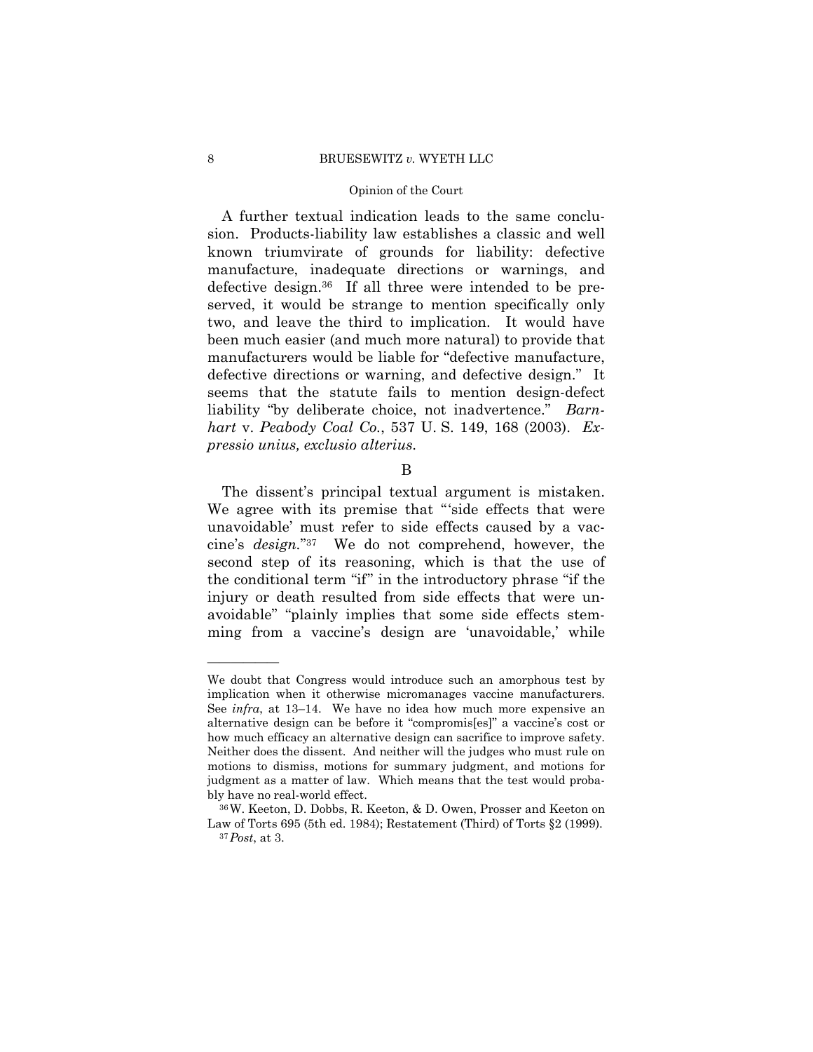A further textual indication leads to the same conclusion. Products-liability law establishes a classic and well known triumvirate of grounds for liability: defective manufacture, inadequate directions or warnings, and defective design.[36] If all three were intended to be preserved, it would be strange to mention specifically only two, and leave the third to implication. It would have been much easier (and much more natural) to provide that manufacturers would be liable for "defective manufacture, defective directions or warning, and defective design." It seems that the statute fails to mention design-defect liability "by deliberate choice, not inadvertence." *Barnhart* v. *Peabody Coal Co.*, 537 U. S. 149, 168 (2003). *Expressio unius, exclusio alterius.*

B

The dissent's principal textual argument is mistaken. We agree with its premise that "'side effects that were unavoidable' must refer to side effects caused by a vaccine's *design*."[37] We do not comprehend, however, the second step of its reasoning, which is that the use of the conditional term "if" in the introductory phrase "if the injury or death resulted from side effects that were unavoidable" "plainly implies that some side effects stemming from a vaccine's design are 'unavoidable,' while

---

We doubt that Congress would introduce such an amorphous test by implication when it otherwise micromanages vaccine manufacturers. See *infra*, at 13–14. We have no idea how much more expensive an alternative design can be before it "compromis[es]" a vaccine's cost or how much efficacy an alternative design can sacrifice to improve safety. Neither does the dissent. And neither will the judges who must rule on motions to dismiss, motions for summary judgment, and motions for judgment as a matter of law. Which means that the test would probably have no real-world effect.

[36] W. Keeton, D. Dobbs, R. Keeton, & D. Owen, Prosser and Keeton on Law of Torts 695 (5th ed. 1984); Restatement (Third) of Torts §2 (1999).

[37] *Post*, at 3.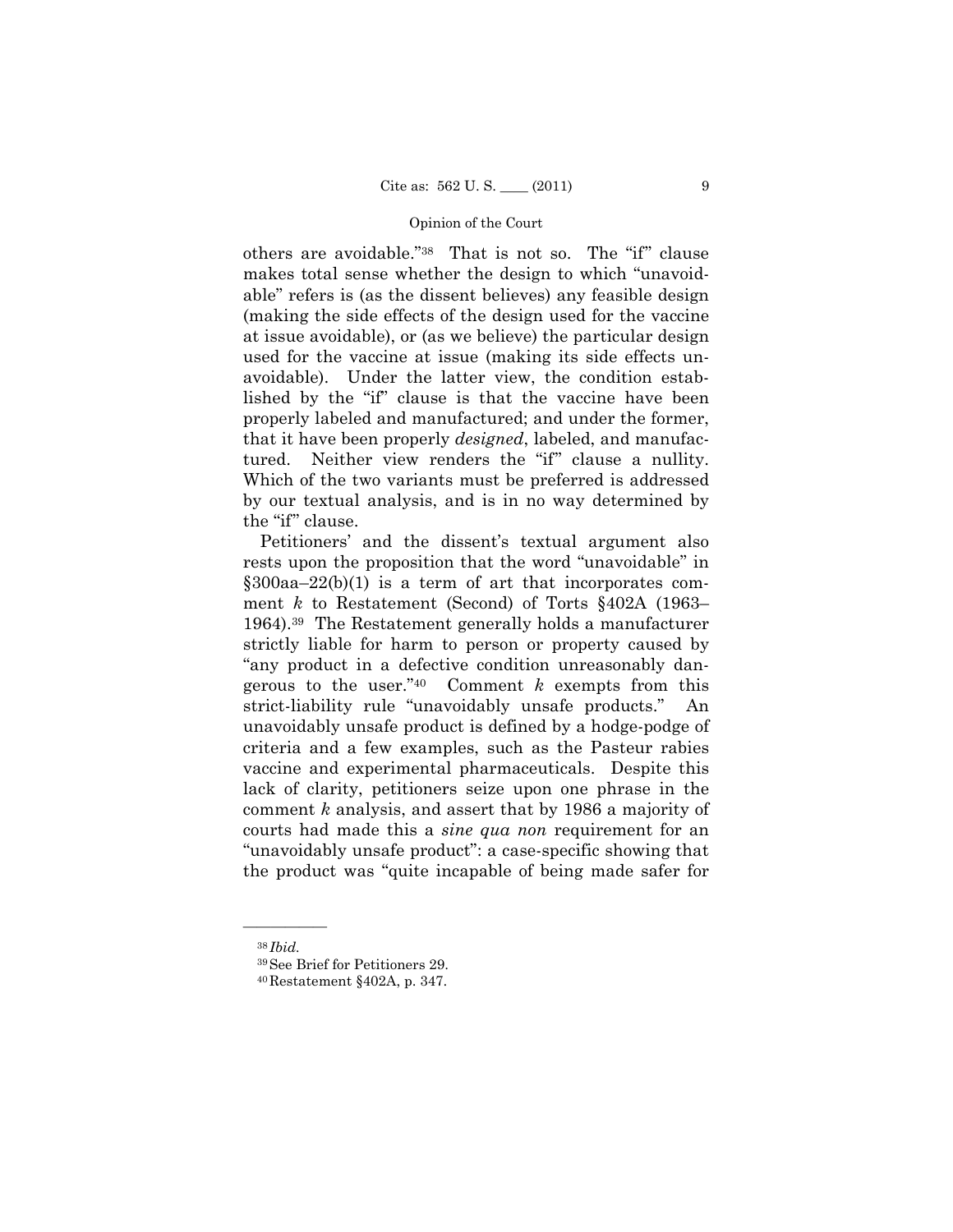others are avoidable."[38] That is not so. The "if" clause makes total sense whether the design to which "unavoidable" refers is (as the dissent believes) any feasible design (making the side effects of the design used for the vaccine at issue avoidable), or (as we believe) the particular design used for the vaccine at issue (making its side effects unavoidable). Under the latter view, the condition established by the "if" clause is that the vaccine have been properly labeled and manufactured; and under the former, that it have been properly *designed*, labeled, and manufactured. Neither view renders the "if" clause a nullity. Which of the two variants must be preferred is addressed by our textual analysis, and is in no way determined by the "if" clause.

Petitioners' and the dissent's textual argument also rests upon the proposition that the word "unavoidable" in §300aa–22(b)(1) is a term of art that incorporates comment *k* to Restatement (Second) of Torts §402A (1963–1964).[39] The Restatement generally holds a manufacturer strictly liable for harm to person or property caused by "any product in a defective condition unreasonably dangerous to the user."[40] Comment *k* exempts from this strict-liability rule "unavoidably unsafe products." An unavoidably unsafe product is defined by a hodge-podge of criteria and a few examples, such as the Pasteur rabies vaccine and experimental pharmaceuticals. Despite this lack of clarity, petitioners seize upon one phrase in the comment *k* analysis, and assert that by 1986 a majority of courts had made this a *sine qua non* requirement for an "unavoidably unsafe product": a case-specific showing that the product was "quite incapable of being made safer for

---

[38] *Ibid.*

[39] See Brief for Petitioners 29.

[40] Restatement §402A, p. 347.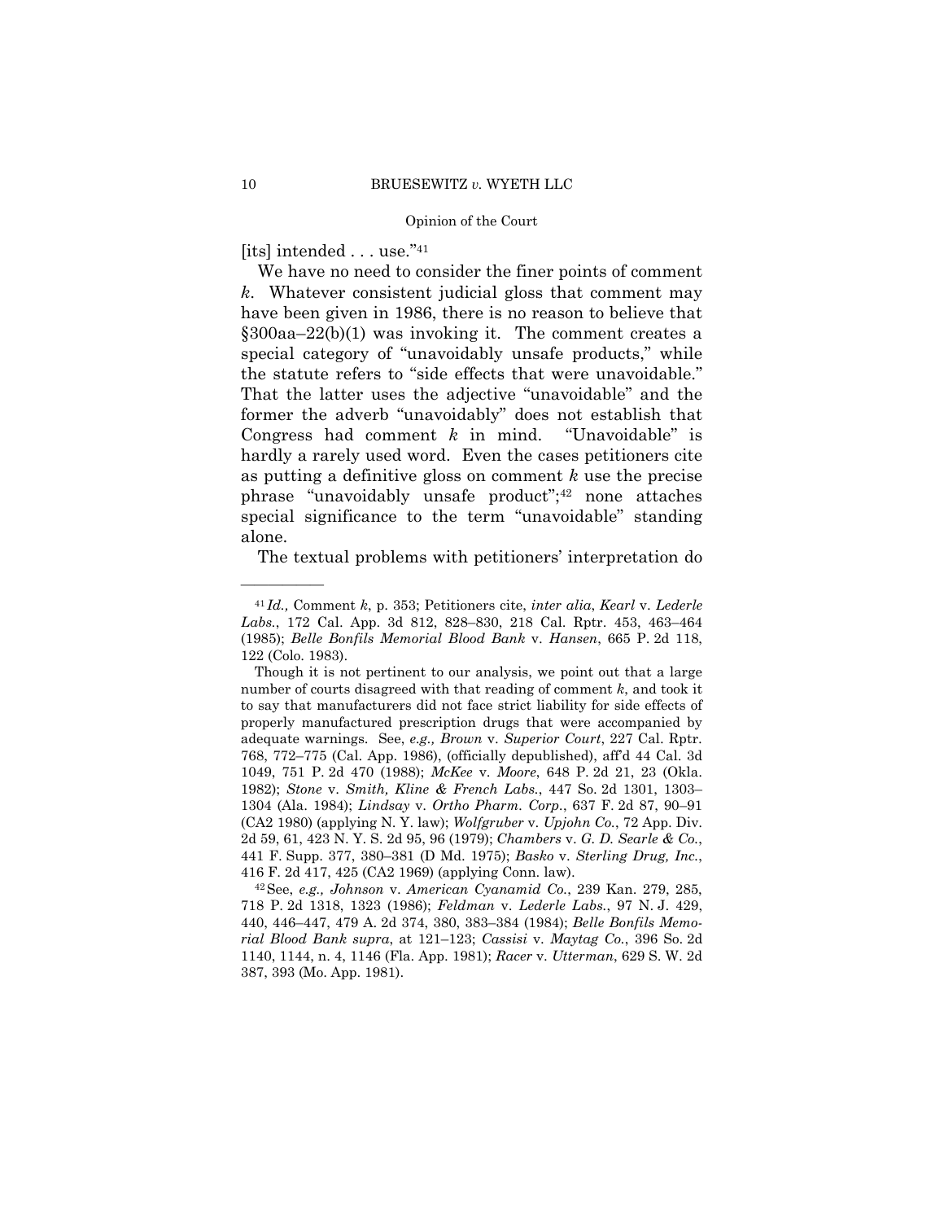[its] intended . . . use."[41]

We have no need to consider the finer points of comment *k*. Whatever consistent judicial gloss that comment may have been given in 1986, there is no reason to believe that §300aa–22(b)(1) was invoking it. The comment creates a special category of "unavoidably unsafe products," while the statute refers to "side effects that were unavoidable." That the latter uses the adjective "unavoidable" and the former the adverb "unavoidably" does not establish that Congress had comment *k* in mind. "Unavoidable" is hardly a rarely used word. Even the cases petitioners cite as putting a definitive gloss on comment *k* use the precise phrase "unavoidably unsafe product";[42] none attaches special significance to the term "unavoidable" standing alone.

The textual problems with petitioners' interpretation do

---

[41] *Id.,* Comment *k*, p. 353; Petitioners cite, *inter alia*, *Kearl* v. *Lederle Labs.*, 172 Cal. App. 3d 812, 828–830, 218 Cal. Rptr. 453, 463–464 (1985); *Belle Bonfils Memorial Blood Bank* v. *Hansen*, 665 P. 2d 118, 122 (Colo. 1983).

Though it is not pertinent to our analysis, we point out that a large number of courts disagreed with that reading of comment *k*, and took it to say that manufacturers did not face strict liability for side effects of properly manufactured prescription drugs that were accompanied by adequate warnings. See, *e.g., Brown* v. *Superior Court*, 227 Cal. Rptr. 768, 772–775 (Cal. App. 1986), (officially depublished), aff'd 44 Cal. 3d 1049, 751 P. 2d 470 (1988); *McKee* v. *Moore*, 648 P. 2d 21, 23 (Okla. 1982); *Stone* v. *Smith, Kline & French Labs.*, 447 So. 2d 1301, 1303–1304 (Ala. 1984); *Lindsay* v. *Ortho Pharm. Corp.*, 637 F. 2d 87, 90–91 (CA2 1980) (applying N. Y. law); *Wolfgruber* v. *Upjohn Co.*, 72 App. Div. 2d 59, 61, 423 N. Y. S. 2d 95, 96 (1979); *Chambers* v. *G. D. Searle & Co.*, 441 F. Supp. 377, 380–381 (D Md. 1975); *Basko* v. *Sterling Drug, Inc.*, 416 F. 2d 417, 425 (CA2 1969) (applying Conn. law).

[42] See, *e.g., Johnson* v. *American Cyanamid Co.*, 239 Kan. 279, 285, 718 P. 2d 1318, 1323 (1986); *Feldman* v. *Lederle Labs.*, 97 N. J. 429, 440, 446–447, 479 A. 2d 374, 380, 383–384 (1984); *Belle Bonfils Memorial Blood Bank supra*, at 121–123; *Cassisi* v. *Maytag Co.*, 396 So. 2d 1140, 1144, n. 4, 1146 (Fla. App. 1981); *Racer* v. *Utterman*, 629 S. W. 2d 387, 393 (Mo. App. 1981).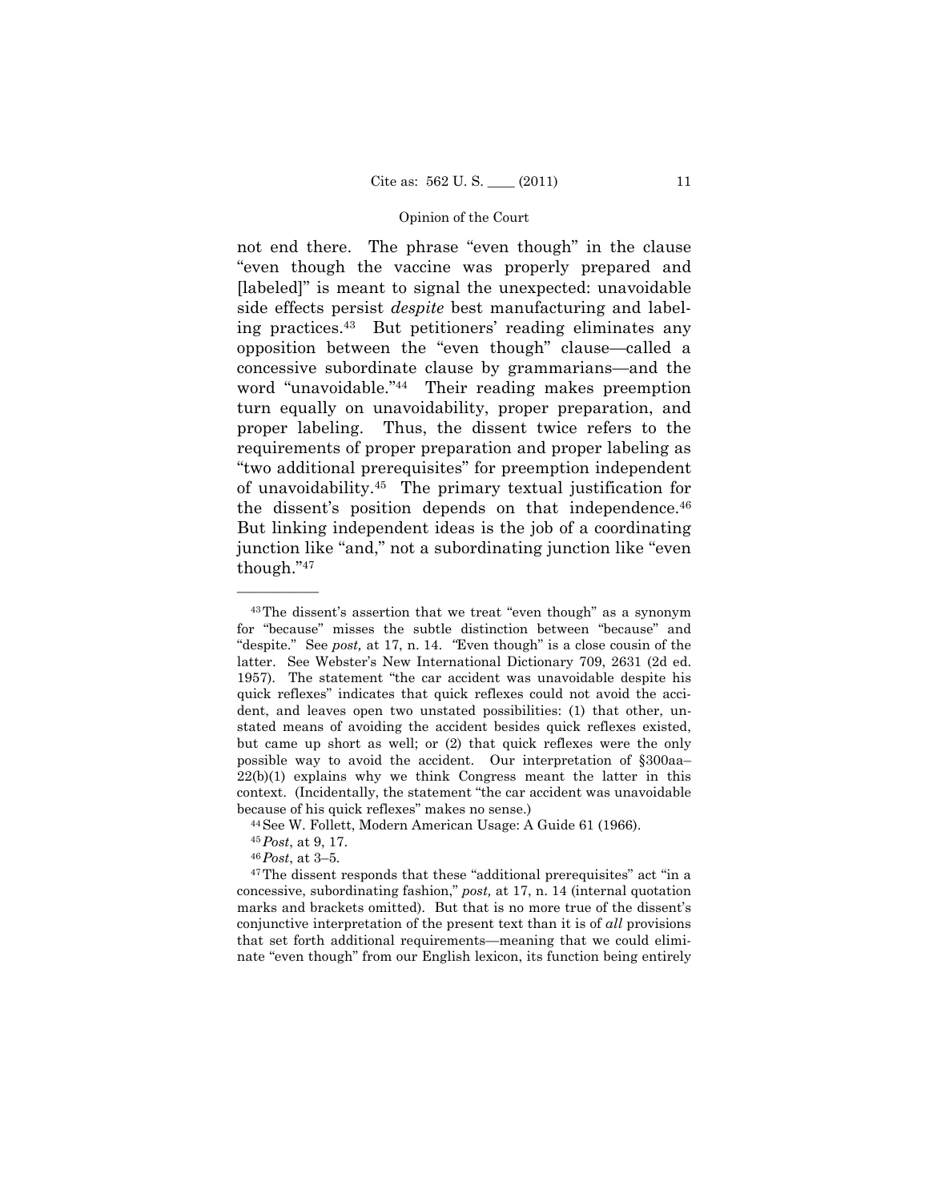not end there. The phrase "even though" in the clause "even though the vaccine was properly prepared and [labeled]" is meant to signal the unexpected: unavoidable side effects persist *despite* best manufacturing and labeling practices.[43] But petitioners' reading eliminates any opposition between the "even though" clause—called a concessive subordinate clause by grammarians—and the word "unavoidable."[44] Their reading makes preemption turn equally on unavoidability, proper preparation, and proper labeling. Thus, the dissent twice refers to the requirements of proper preparation and proper labeling as "two additional prerequisites" for preemption independent of unavoidability.[45] The primary textual justification for the dissent's position depends on that independence.[46] But linking independent ideas is the job of a coordinating junction like "and," not a subordinating junction like "even though."[47]

---

[43] The dissent's assertion that we treat "even though" as a synonym for "because" misses the subtle distinction between "because" and "despite." See *post,* at 17, n. 14. "Even though" is a close cousin of the latter. See Webster's New International Dictionary 709, 2631 (2d ed. 1957). The statement "the car accident was unavoidable despite his quick reflexes" indicates that quick reflexes could not avoid the accident, and leaves open two unstated possibilities: (1) that other, unstated means of avoiding the accident besides quick reflexes existed, but came up short as well; or (2) that quick reflexes were the only possible way to avoid the accident. Our interpretation of §300aa–22(b)(1) explains why we think Congress meant the latter in this context. (Incidentally, the statement "the car accident was unavoidable because of his quick reflexes" makes no sense.)

[44] See W. Follett, Modern American Usage: A Guide 61 (1966).

[45] *Post*, at 9, 17.

[46] *Post*, at 3–5.

[47] The dissent responds that these "additional prerequisites" act "in a concessive, subordinating fashion," *post,* at 17, n. 14 (internal quotation marks and brackets omitted). But that is no more true of the dissent's conjunctive interpretation of the present text than it is of *all* provisions that set forth additional requirements—meaning that we could eliminate "even though" from our English lexicon, its function being entirely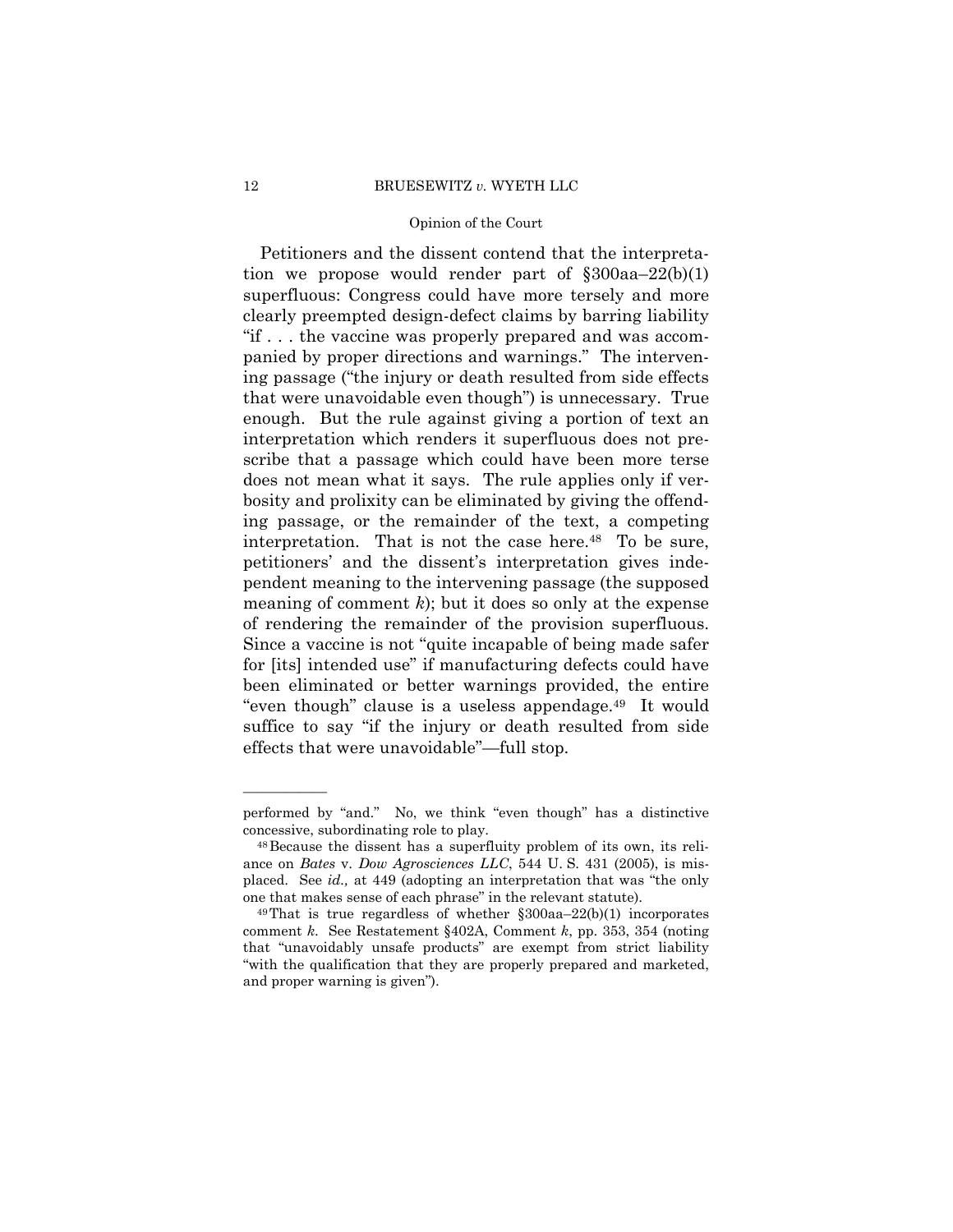Petitioners and the dissent contend that the interpretation we propose would render part of §300aa–22(b)(1) superfluous: Congress could have more tersely and more clearly preempted design-defect claims by barring liability "if . . . the vaccine was properly prepared and was accompanied by proper directions and warnings." The intervening passage ("the injury or death resulted from side effects that were unavoidable even though") is unnecessary. True enough. But the rule against giving a portion of text an interpretation which renders it superfluous does not prescribe that a passage which could have been more terse does not mean what it says. The rule applies only if verbosity and prolixity can be eliminated by giving the offending passage, or the remainder of the text, a competing interpretation. That is not the case here.[48] To be sure, petitioners' and the dissent's interpretation gives independent meaning to the intervening passage (the supposed meaning of comment *k*); but it does so only at the expense of rendering the remainder of the provision superfluous. Since a vaccine is not "quite incapable of being made safer for [its] intended use" if manufacturing defects could have been eliminated or better warnings provided, the entire "even though" clause is a useless appendage.[49] It would suffice to say "if the injury or death resulted from side effects that were unavoidable"—full stop.

---

performed by "and." No, we think "even though" has a distinctive concessive, subordinating role to play.

[48] Because the dissent has a superfluity problem of its own, its reliance on *Bates* v. *Dow Agrosciences LLC*, 544 U. S. 431 (2005), is misplaced. See *id.,* at 449 (adopting an interpretation that was "the only one that makes sense of each phrase" in the relevant statute).

[49] That is true regardless of whether §300aa–22(b)(1) incorporates comment *k*. See Restatement §402A, Comment *k*, pp. 353, 354 (noting that "unavoidably unsafe products" are exempt from strict liability "with the qualification that they are properly prepared and marketed, and proper warning is given").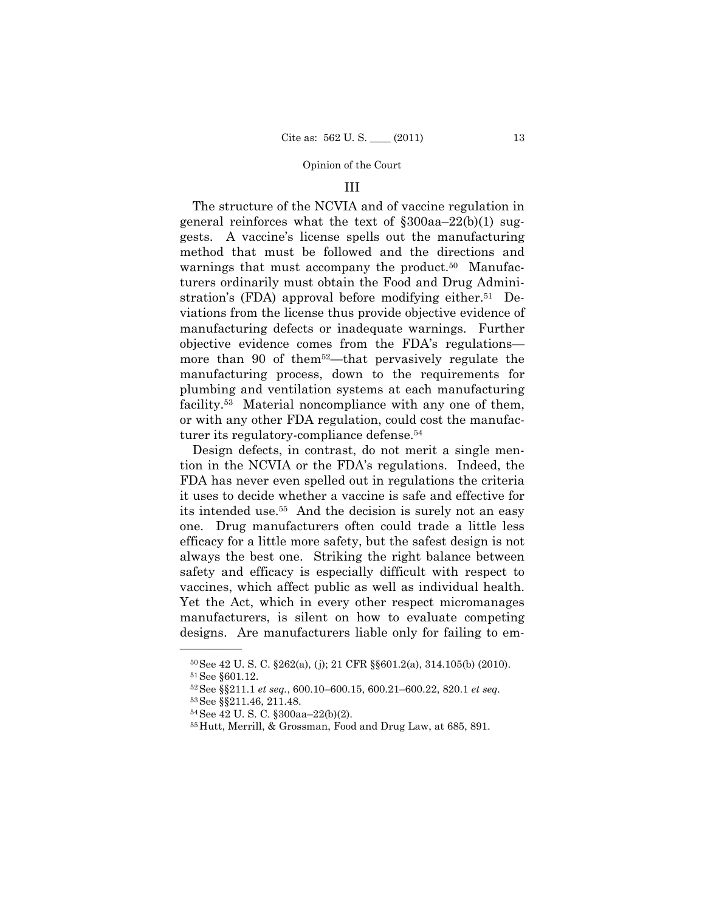## III

The structure of the NCVIA and of vaccine regulation in general reinforces what the text of §300aa–22(b)(1) suggests. A vaccine's license spells out the manufacturing method that must be followed and the directions and warnings that must accompany the product.[50] Manufacturers ordinarily must obtain the Food and Drug Administration's (FDA) approval before modifying either.[51] Deviations from the license thus provide objective evidence of manufacturing defects or inadequate warnings. Further objective evidence comes from the FDA's regulations—more than 90 of them[52]—that pervasively regulate the manufacturing process, down to the requirements for plumbing and ventilation systems at each manufacturing facility.[53] Material noncompliance with any one of them, or with any other FDA regulation, could cost the manufacturer its regulatory-compliance defense.[54]

Design defects, in contrast, do not merit a single mention in the NCVIA or the FDA's regulations. Indeed, the FDA has never even spelled out in regulations the criteria it uses to decide whether a vaccine is safe and effective for its intended use.[55] And the decision is surely not an easy one. Drug manufacturers often could trade a little less efficacy for a little more safety, but the safest design is not always the best one. Striking the right balance between safety and efficacy is especially difficult with respect to vaccines, which affect public as well as individual health. Yet the Act, which in every other respect micromanages manufacturers, is silent on how to evaluate competing designs. Are manufacturers liable only for failing to em-

---

[50] See 42 U. S. C. §262(a), (j); 21 CFR §§601.2(a), 314.105(b) (2010).

[51] See §601.12.

[52] See §§211.1 *et seq.*, 600.10–600.15, 600.21–600.22, 820.1 *et seq.*

[53] See §§211.46, 211.48.

[54] See 42 U. S. C. §300aa–22(b)(2).

[55] Hutt, Merrill, & Grossman, Food and Drug Law, at 685, 891.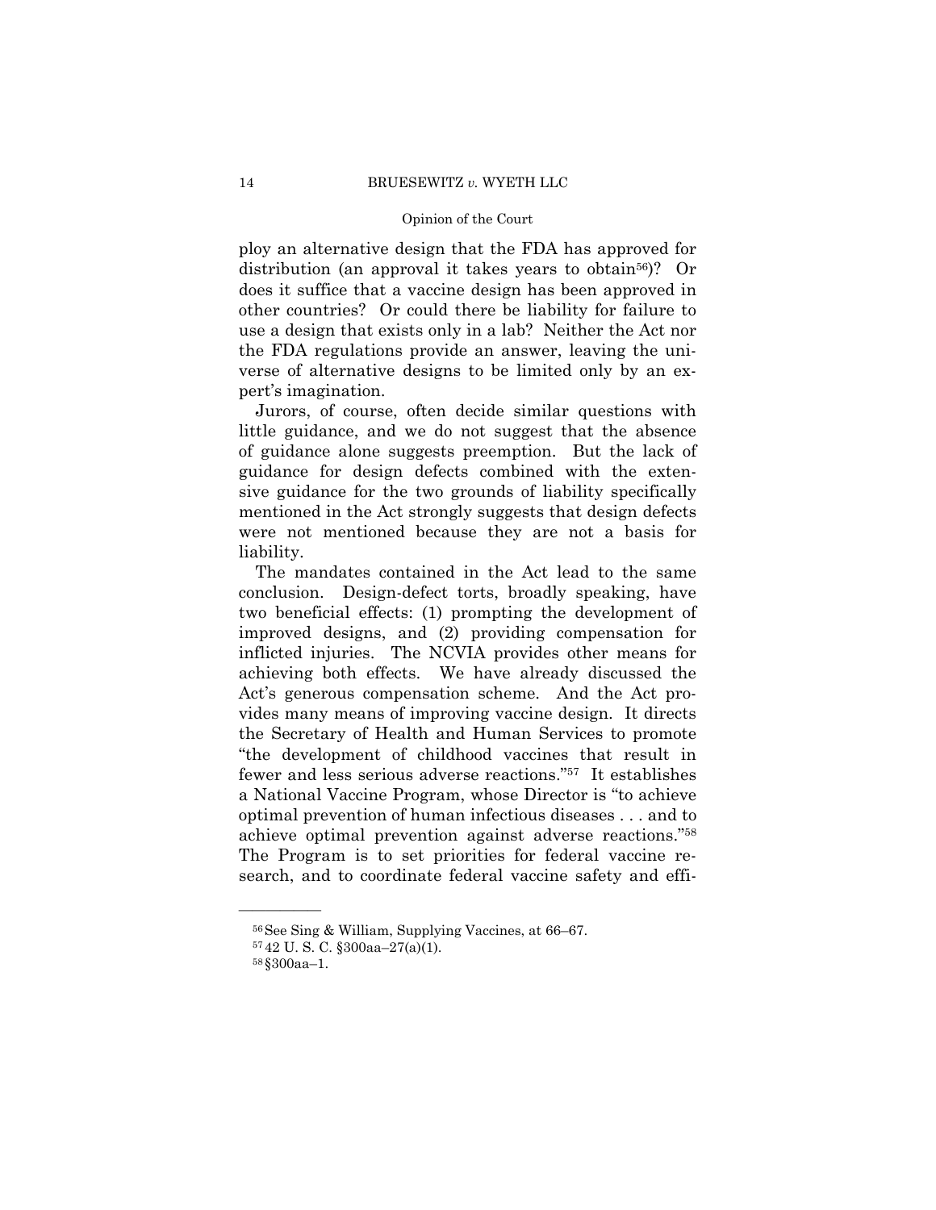ploy an alternative design that the FDA has approved for distribution (an approval it takes years to obtain[56])? Or does it suffice that a vaccine design has been approved in other countries? Or could there be liability for failure to use a design that exists only in a lab? Neither the Act nor the FDA regulations provide an answer, leaving the universe of alternative designs to be limited only by an expert's imagination.

Jurors, of course, often decide similar questions with little guidance, and we do not suggest that the absence of guidance alone suggests preemption. But the lack of guidance for design defects combined with the extensive guidance for the two grounds of liability specifically mentioned in the Act strongly suggests that design defects were not mentioned because they are not a basis for liability.

The mandates contained in the Act lead to the same conclusion. Design-defect torts, broadly speaking, have two beneficial effects: (1) prompting the development of improved designs, and (2) providing compensation for inflicted injuries. The NCVIA provides other means for achieving both effects. We have already discussed the Act's generous compensation scheme. And the Act provides many means of improving vaccine design. It directs the Secretary of Health and Human Services to promote "the development of childhood vaccines that result in fewer and less serious adverse reactions."[57] It establishes a National Vaccine Program, whose Director is "to achieve optimal prevention of human infectious diseases . . . and to achieve optimal prevention against adverse reactions."[58] The Program is to set priorities for federal vaccine research, and to coordinate federal vaccine safety and effi-

---

[56] See Sing & William, Supplying Vaccines, at 66–67.

[57] 42 U. S. C. §300aa–27(a)(1).

[58] §300aa–1.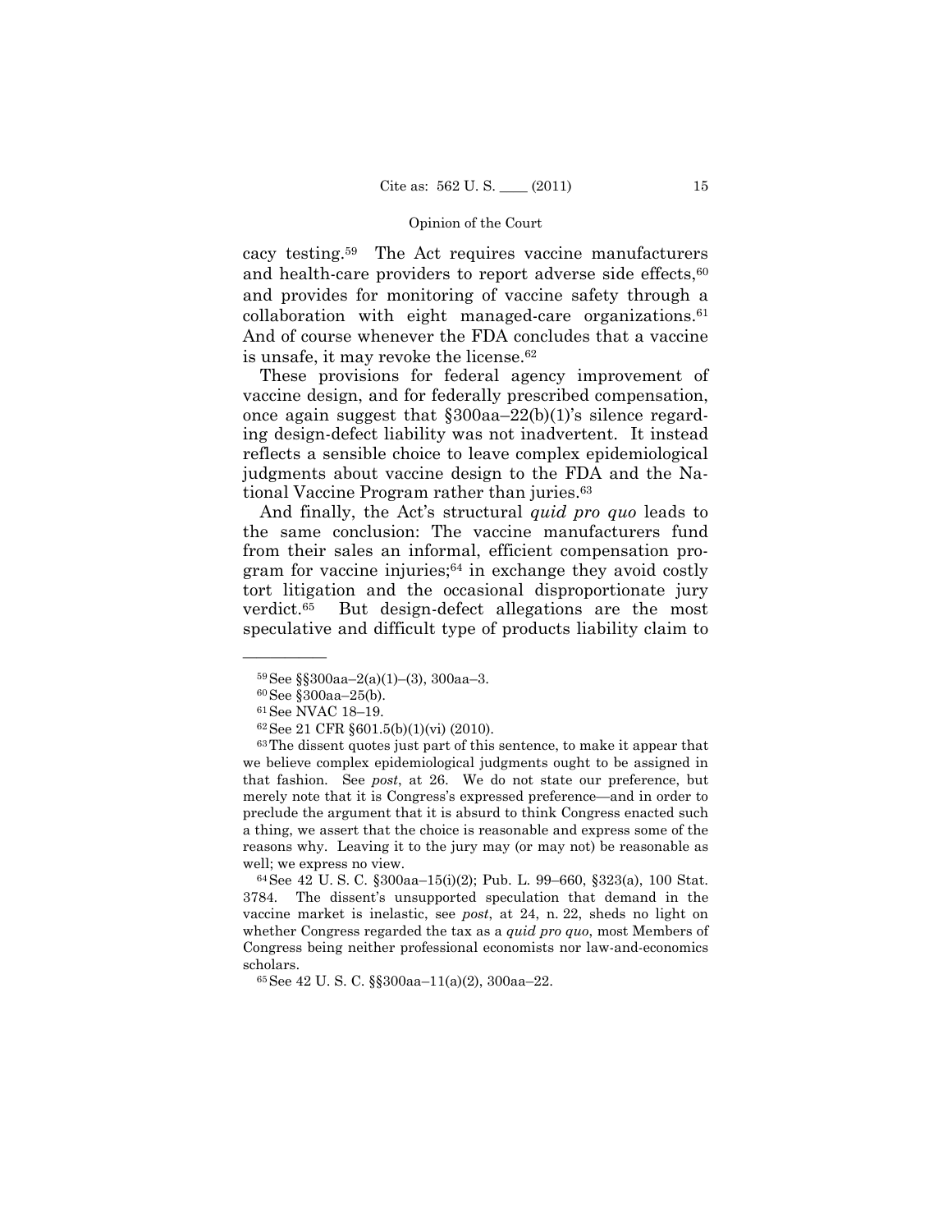cacy testing.[59] The Act requires vaccine manufacturers and health-care providers to report adverse side effects,[60] and provides for monitoring of vaccine safety through a collaboration with eight managed-care organizations.[61] And of course whenever the FDA concludes that a vaccine is unsafe, it may revoke the license.[62]

These provisions for federal agency improvement of vaccine design, and for federally prescribed compensation, once again suggest that §300aa–22(b)(1)'s silence regarding design-defect liability was not inadvertent. It instead reflects a sensible choice to leave complex epidemiological judgments about vaccine design to the FDA and the National Vaccine Program rather than juries.[63]

And finally, the Act's structural *quid pro quo* leads to the same conclusion: The vaccine manufacturers fund from their sales an informal, efficient compensation program for vaccine injuries;[64] in exchange they avoid costly tort litigation and the occasional disproportionate jury verdict.[65] But design-defect allegations are the most speculative and difficult type of products liability claim to

---

[59] See §§300aa–2(a)(1)–(3), 300aa–3.

[60] See §300aa–25(b).

[61] See NVAC 18–19.

[62] See 21 CFR §601.5(b)(1)(vi) (2010).

[63] The dissent quotes just part of this sentence, to make it appear that we believe complex epidemiological judgments ought to be assigned in that fashion. See *post*, at 26. We do not state our preference, but merely note that it is Congress's expressed preference—and in order to preclude the argument that it is absurd to think Congress enacted such a thing, we assert that the choice is reasonable and express some of the reasons why. Leaving it to the jury may (or may not) be reasonable as well; we express no view.

[64] See 42 U. S. C. §300aa–15(i)(2); Pub. L. 99–660, §323(a), 100 Stat. 3784. The dissent's unsupported speculation that demand in the vaccine market is inelastic, see *post*, at 24, n. 22, sheds no light on whether Congress regarded the tax as a *quid pro quo*, most Members of Congress being neither professional economists nor law-and-economics scholars.

[65] See 42 U. S. C. §§300aa–11(a)(2), 300aa–22.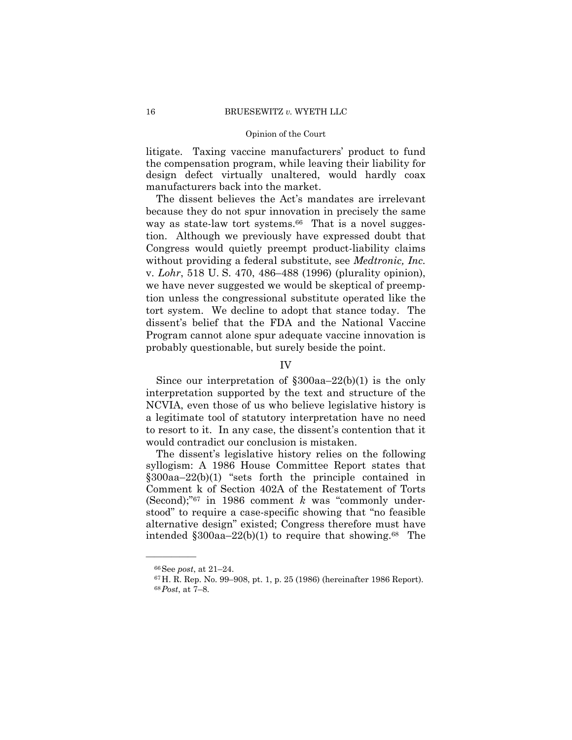litigate. Taxing vaccine manufacturers' product to fund the compensation program, while leaving their liability for design defect virtually unaltered, would hardly coax manufacturers back into the market.

The dissent believes the Act's mandates are irrelevant because they do not spur innovation in precisely the same way as state-law tort systems.[66] That is a novel suggestion. Although we previously have expressed doubt that Congress would quietly preempt product-liability claims without providing a federal substitute, see *Medtronic, Inc.* v. *Lohr*, 518 U. S. 470, 486–488 (1996) (plurality opinion), we have never suggested we would be skeptical of preemption unless the congressional substitute operated like the tort system. We decline to adopt that stance today. The dissent's belief that the FDA and the National Vaccine Program cannot alone spur adequate vaccine innovation is probably questionable, but surely beside the point.

## IV

Since our interpretation of §300aa–22(b)(1) is the only interpretation supported by the text and structure of the NCVIA, even those of us who believe legislative history is a legitimate tool of statutory interpretation have no need to resort to it. In any case, the dissent's contention that it would contradict our conclusion is mistaken.

The dissent's legislative history relies on the following syllogism: A 1986 House Committee Report states that §300aa–22(b)(1) "sets forth the principle contained in Comment k of Section 402A of the Restatement of Torts (Second);"[67] in 1986 comment *k* was "commonly understood" to require a case-specific showing that "no feasible alternative design" existed; Congress therefore must have intended §300aa–22(b)(1) to require that showing.[68] The

---

[66] See *post*, at 21–24.

[67] H. R. Rep. No. 99–908, pt. 1, p. 25 (1986) (hereinafter 1986 Report).

[68] *Post*, at 7–8.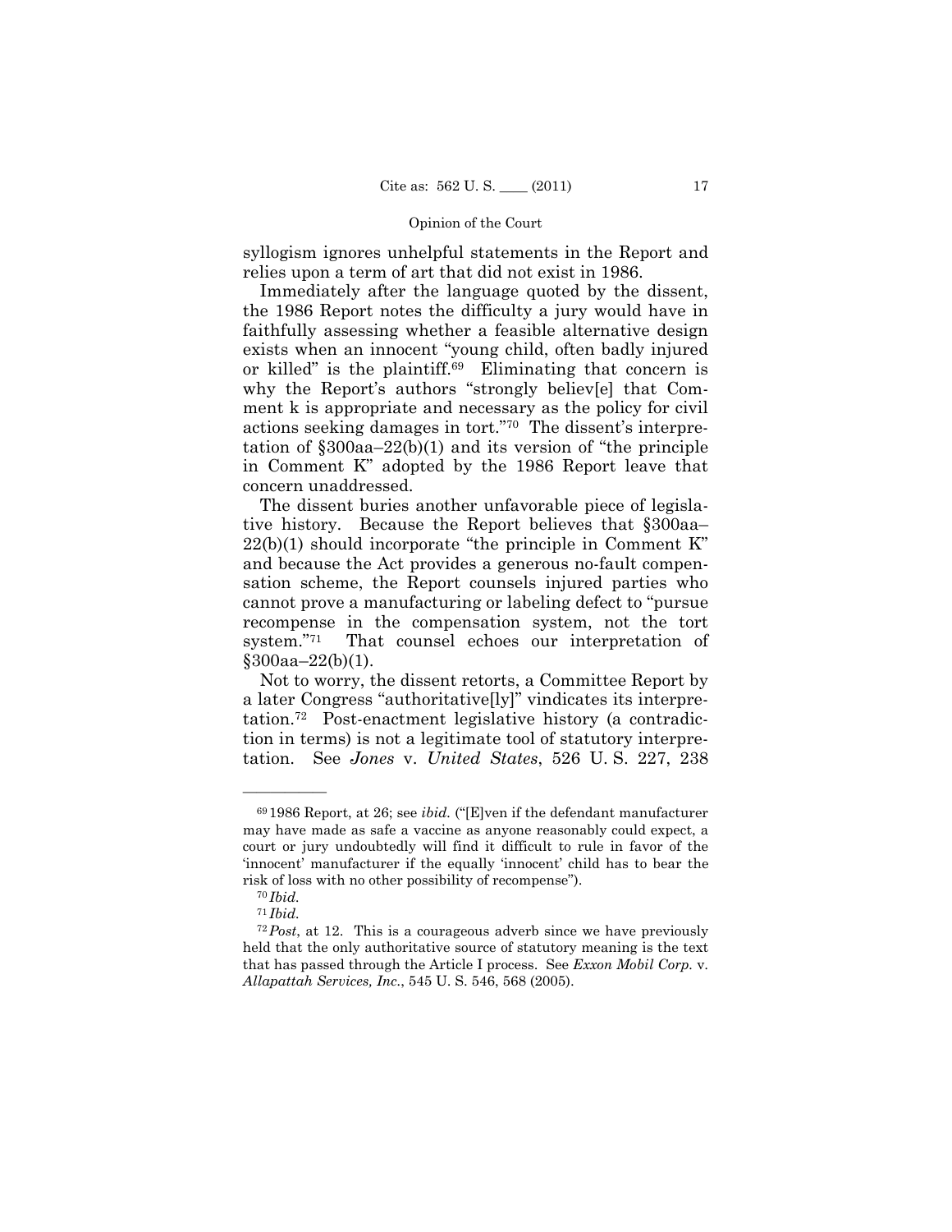syllogism ignores unhelpful statements in the Report and relies upon a term of art that did not exist in 1986.

Immediately after the language quoted by the dissent, the 1986 Report notes the difficulty a jury would have in faithfully assessing whether a feasible alternative design exists when an innocent "young child, often badly injured or killed" is the plaintiff.[69] Eliminating that concern is why the Report's authors "strongly believ[e] that Comment k is appropriate and necessary as the policy for civil actions seeking damages in tort."[70] The dissent's interpretation of §300aa–22(b)(1) and its version of "the principle in Comment K" adopted by the 1986 Report leave that concern unaddressed.

The dissent buries another unfavorable piece of legislative history. Because the Report believes that §300aa–22(b)(1) should incorporate "the principle in Comment K" and because the Act provides a generous no-fault compensation scheme, the Report counsels injured parties who cannot prove a manufacturing or labeling defect to "pursue recompense in the compensation system, not the tort system."[71] That counsel echoes our interpretation of §300aa–22(b)(1).

Not to worry, the dissent retorts, a Committee Report by a later Congress "authoritative[ly]" vindicates its interpretation.[72] Post-enactment legislative history (a contradiction in terms) is not a legitimate tool of statutory interpretation. See *Jones* v. *United States*, 526 U. S. 227, 238

---

[69] 1986 Report, at 26; see *ibid.* ("[E]ven if the defendant manufacturer may have made as safe a vaccine as anyone reasonably could expect, a court or jury undoubtedly will find it difficult to rule in favor of the 'innocent' manufacturer if the equally 'innocent' child has to bear the risk of loss with no other possibility of recompense").

[70] *Ibid.*

[71] *Ibid.*

[72] *Post*, at 12. This is a courageous adverb since we have previously held that the only authoritative source of statutory meaning is the text that has passed through the Article I process. See *Exxon Mobil Corp.* v. *Allapattah Services, Inc.*, 545 U. S. 546, 568 (2005).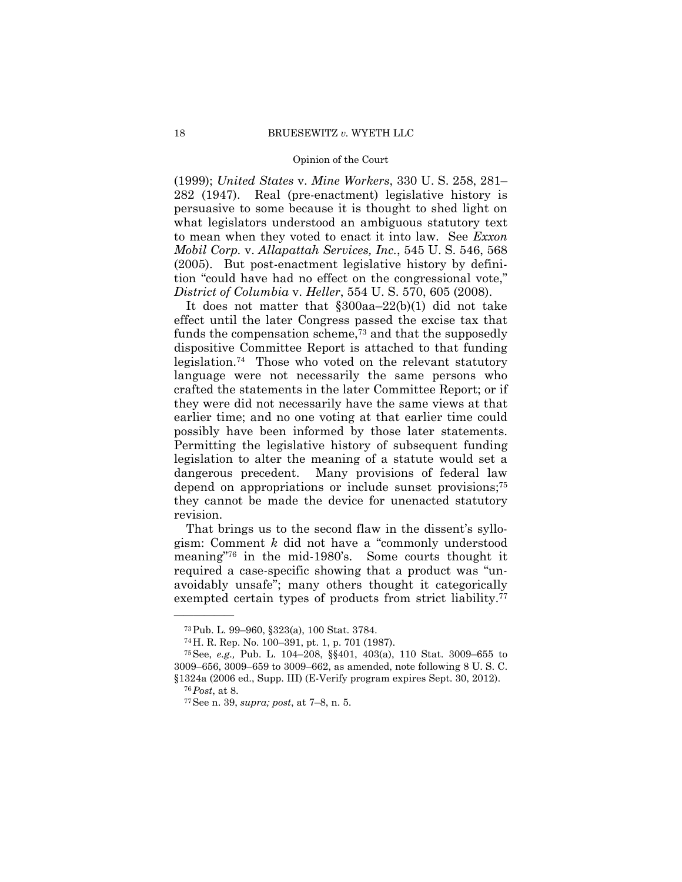(1999); *United States* v. *Mine Workers*, 330 U. S. 258, 281–282 (1947). Real (pre-enactment) legislative history is persuasive to some because it is thought to shed light on what legislators understood an ambiguous statutory text to mean when they voted to enact it into law. See *Exxon Mobil Corp.* v. *Allapattah Services, Inc.*, 545 U. S. 546, 568 (2005). But post-enactment legislative history by definition "could have had no effect on the congressional vote," *District of Columbia* v. *Heller*, 554 U. S. 570, 605 (2008).

It does not matter that §300aa–22(b)(1) did not take effect until the later Congress passed the excise tax that funds the compensation scheme,[73] and that the supposedly dispositive Committee Report is attached to that funding legislation.[74] Those who voted on the relevant statutory language were not necessarily the same persons who crafted the statements in the later Committee Report; or if they were did not necessarily have the same views at that earlier time; and no one voting at that earlier time could possibly have been informed by those later statements. Permitting the legislative history of subsequent funding legislation to alter the meaning of a statute would set a dangerous precedent. Many provisions of federal law depend on appropriations or include sunset provisions;[75] they cannot be made the device for unenacted statutory revision.

That brings us to the second flaw in the dissent's syllogism: Comment *k* did not have a "commonly understood meaning"[76] in the mid-1980's. Some courts thought it required a case-specific showing that a product was "unavoidably unsafe"; many others thought it categorically exempted certain types of products from strict liability.[77]

---

[73] Pub. L. 99–960, §323(a), 100 Stat. 3784.

[74] H. R. Rep. No. 100–391, pt. 1, p. 701 (1987).

[75] See, *e.g.,* Pub. L. 104–208, §§401, 403(a), 110 Stat. 3009–655 to 3009–656, 3009–659 to 3009–662, as amended, note following 8 U. S. C. §1324a (2006 ed., Supp. III) (E-Verify program expires Sept. 30, 2012).

[76] *Post*, at 8.

[77] See n. 39, *supra; post*, at 7–8, n. 5.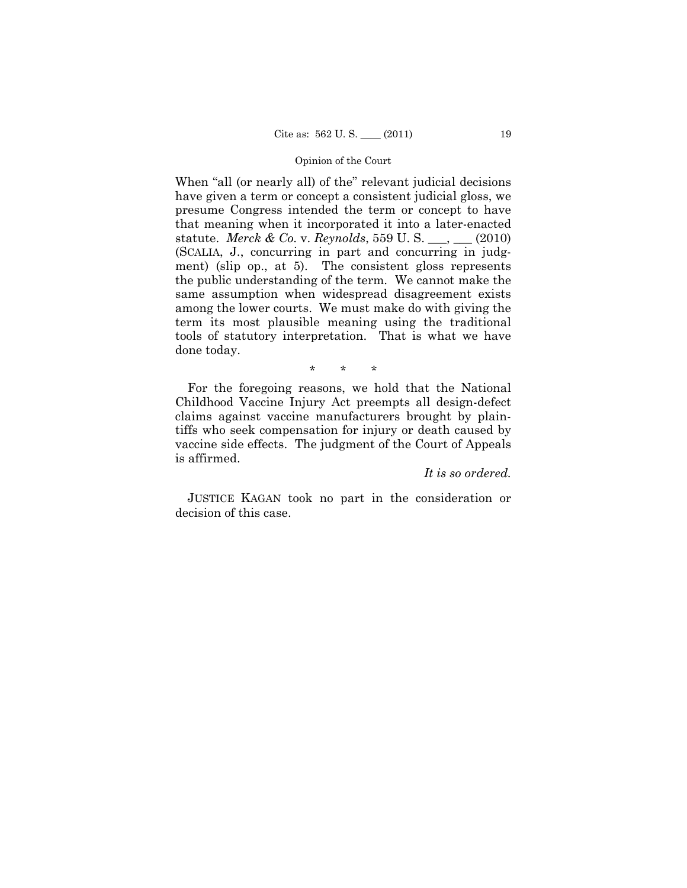When "all (or nearly all) of the" relevant judicial decisions have given a term or concept a consistent judicial gloss, we presume Congress intended the term or concept to have that meaning when it incorporated it into a later-enacted statute. *Merck & Co.* v. *Reynolds*, 559 U. S. ___, ___ (2010) (SCALIA, J., concurring in part and concurring in judgment) (slip op., at 5). The consistent gloss represents the public understanding of the term. We cannot make the same assumption when widespread disagreement exists among the lower courts. We must make do with giving the term its most plausible meaning using the traditional tools of statutory interpretation. That is what we have done today.

\* \* \*

For the foregoing reasons, we hold that the National Childhood Vaccine Injury Act preempts all design-defect claims against vaccine manufacturers brought by plaintiffs who seek compensation for injury or death caused by vaccine side effects. The judgment of the Court of Appeals is affirmed.

*It is so ordered.*

JUSTICE KAGAN took no part in the consideration or decision of this case.